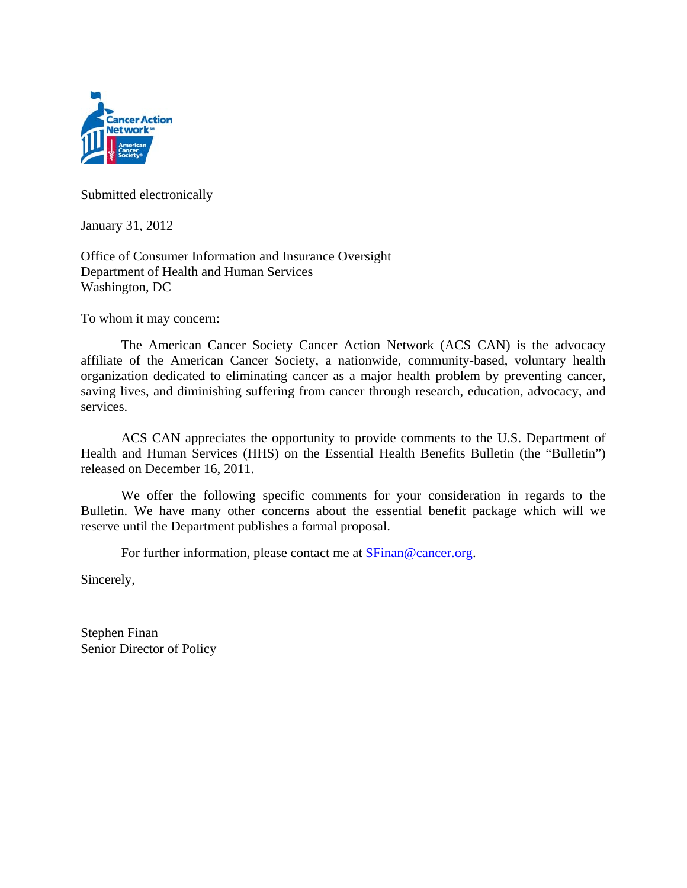Submitted electronically

January 31, 2012

Office of Consumer Information and Insurance Oversight
Department of Health and Human Services
Washington, DC

To whom it may concern:

The American Cancer Society Cancer Action Network (ACS CAN) is the advocacy affiliate of the American Cancer Society, a nationwide, community-based, voluntary health organization dedicated to eliminating cancer as a major health problem by preventing cancer, saving lives, and diminishing suffering from cancer through research, education, advocacy, and services.

ACS CAN appreciates the opportunity to provide comments to the U.S. Department of Health and Human Services (HHS) on the Essential Health Benefits Bulletin (the "Bulletin") released on December 16, 2011.

We offer the following specific comments for your consideration in regards to the Bulletin. We have many other concerns about the essential benefit package which will we reserve until the Department publishes a formal proposal.

For further information, please contact me at SFinan@cancer.org.

Sincerely,

Stephen Finan
Senior Director of Policy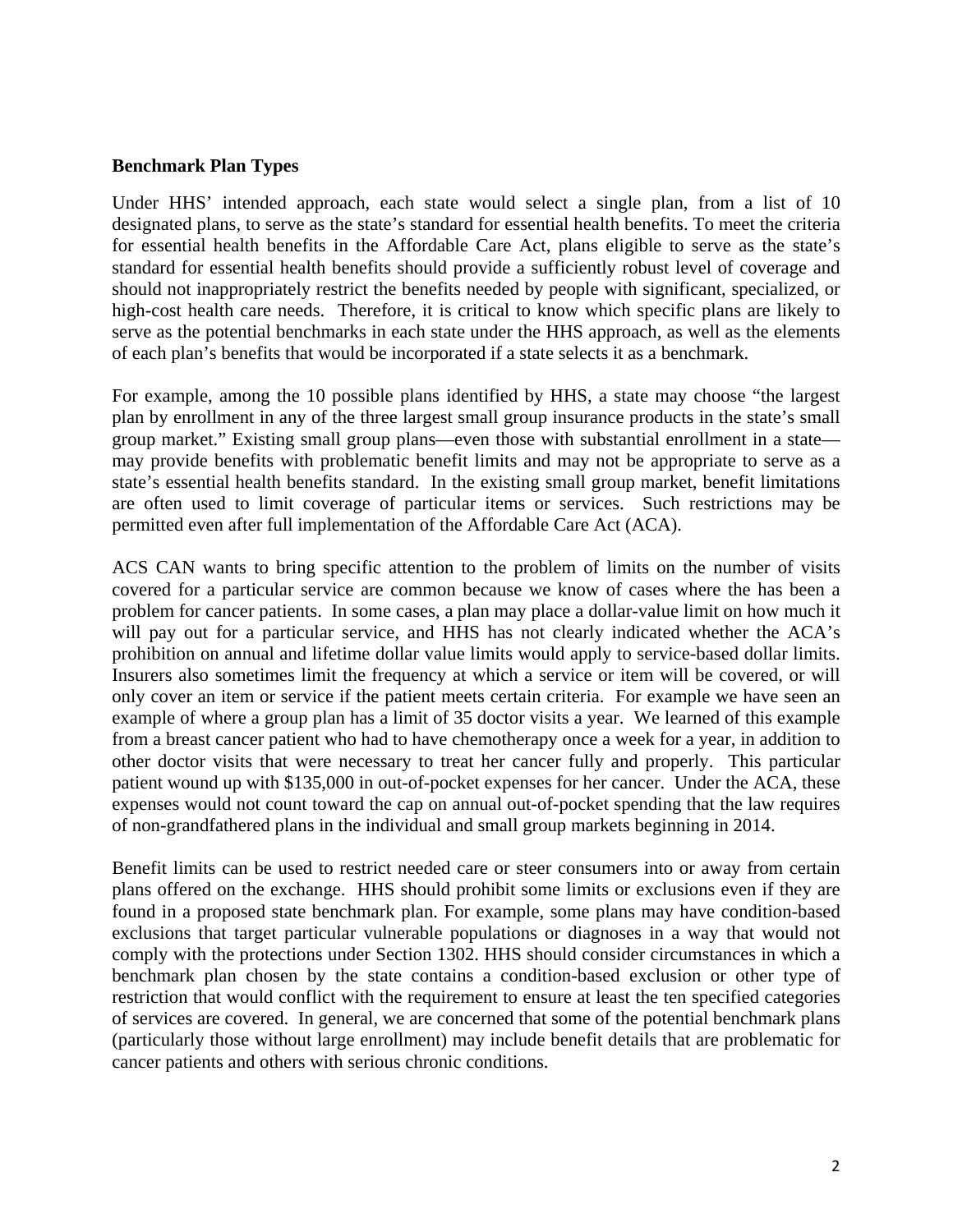**Benchmark Plan Types**

Under HHS' intended approach, each state would select a single plan, from a list of 10 designated plans, to serve as the state's standard for essential health benefits. To meet the criteria for essential health benefits in the Affordable Care Act, plans eligible to serve as the state's standard for essential health benefits should provide a sufficiently robust level of coverage and should not inappropriately restrict the benefits needed by people with significant, specialized, or high-cost health care needs. Therefore, it is critical to know which specific plans are likely to serve as the potential benchmarks in each state under the HHS approach, as well as the elements of each plan's benefits that would be incorporated if a state selects it as a benchmark.

For example, among the 10 possible plans identified by HHS, a state may choose "the largest plan by enrollment in any of the three largest small group insurance products in the state's small group market." Existing small group plans—even those with substantial enrollment in a state—may provide benefits with problematic benefit limits and may not be appropriate to serve as a state's essential health benefits standard. In the existing small group market, benefit limitations are often used to limit coverage of particular items or services. Such restrictions may be permitted even after full implementation of the Affordable Care Act (ACA).

ACS CAN wants to bring specific attention to the problem of limits on the number of visits covered for a particular service are common because we know of cases where the has been a problem for cancer patients. In some cases, a plan may place a dollar-value limit on how much it will pay out for a particular service, and HHS has not clearly indicated whether the ACA's prohibition on annual and lifetime dollar value limits would apply to service-based dollar limits. Insurers also sometimes limit the frequency at which a service or item will be covered, or will only cover an item or service if the patient meets certain criteria. For example we have seen an example of where a group plan has a limit of 35 doctor visits a year. We learned of this example from a breast cancer patient who had to have chemotherapy once a week for a year, in addition to other doctor visits that were necessary to treat her cancer fully and properly. This particular patient wound up with $135,000 in out-of-pocket expenses for her cancer. Under the ACA, these expenses would not count toward the cap on annual out-of-pocket spending that the law requires of non-grandfathered plans in the individual and small group markets beginning in 2014.

Benefit limits can be used to restrict needed care or steer consumers into or away from certain plans offered on the exchange. HHS should prohibit some limits or exclusions even if they are found in a proposed state benchmark plan. For example, some plans may have condition-based exclusions that target particular vulnerable populations or diagnoses in a way that would not comply with the protections under Section 1302. HHS should consider circumstances in which a benchmark plan chosen by the state contains a condition-based exclusion or other type of restriction that would conflict with the requirement to ensure at least the ten specified categories of services are covered. In general, we are concerned that some of the potential benchmark plans (particularly those without large enrollment) may include benefit details that are problematic for cancer patients and others with serious chronic conditions.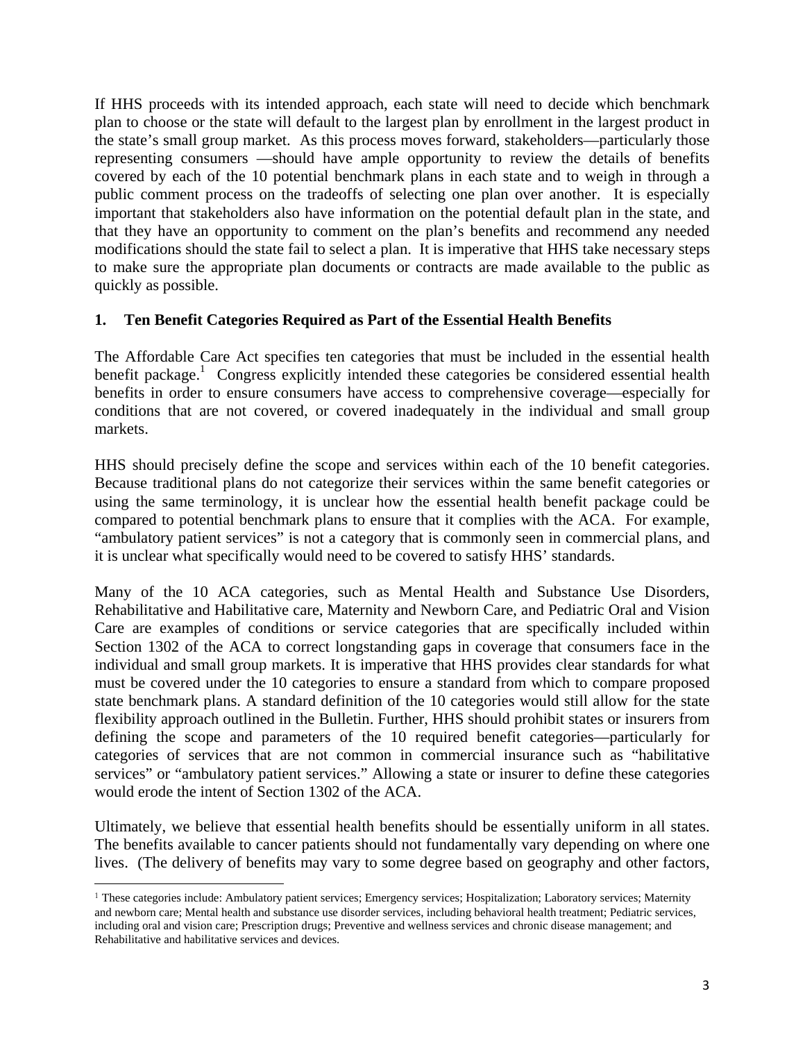If HHS proceeds with its intended approach, each state will need to decide which benchmark plan to choose or the state will default to the largest plan by enrollment in the largest product in the state's small group market. As this process moves forward, stakeholders—particularly those representing consumers —should have ample opportunity to review the details of benefits covered by each of the 10 potential benchmark plans in each state and to weigh in through a public comment process on the tradeoffs of selecting one plan over another. It is especially important that stakeholders also have information on the potential default plan in the state, and that they have an opportunity to comment on the plan's benefits and recommend any needed modifications should the state fail to select a plan. It is imperative that HHS take necessary steps to make sure the appropriate plan documents or contracts are made available to the public as quickly as possible.

### 1. Ten Benefit Categories Required as Part of the Essential Health Benefits

The Affordable Care Act specifies ten categories that must be included in the essential health benefit package.[1] Congress explicitly intended these categories be considered essential health benefits in order to ensure consumers have access to comprehensive coverage—especially for conditions that are not covered, or covered inadequately in the individual and small group markets.

HHS should precisely define the scope and services within each of the 10 benefit categories. Because traditional plans do not categorize their services within the same benefit categories or using the same terminology, it is unclear how the essential health benefit package could be compared to potential benchmark plans to ensure that it complies with the ACA. For example, "ambulatory patient services" is not a category that is commonly seen in commercial plans, and it is unclear what specifically would need to be covered to satisfy HHS' standards.

Many of the 10 ACA categories, such as Mental Health and Substance Use Disorders, Rehabilitative and Habilitative care, Maternity and Newborn Care, and Pediatric Oral and Vision Care are examples of conditions or service categories that are specifically included within Section 1302 of the ACA to correct longstanding gaps in coverage that consumers face in the individual and small group markets. It is imperative that HHS provides clear standards for what must be covered under the 10 categories to ensure a standard from which to compare proposed state benchmark plans. A standard definition of the 10 categories would still allow for the state flexibility approach outlined in the Bulletin. Further, HHS should prohibit states or insurers from defining the scope and parameters of the 10 required benefit categories—particularly for categories of services that are not common in commercial insurance such as "habilitative services" or "ambulatory patient services." Allowing a state or insurer to define these categories would erode the intent of Section 1302 of the ACA.

Ultimately, we believe that essential health benefits should be essentially uniform in all states. The benefits available to cancer patients should not fundamentally vary depending on where one lives. (The delivery of benefits may vary to some degree based on geography and other factors,

[1] These categories include: Ambulatory patient services; Emergency services; Hospitalization; Laboratory services; Maternity and newborn care; Mental health and substance use disorder services, including behavioral health treatment; Pediatric services, including oral and vision care; Prescription drugs; Preventive and wellness services and chronic disease management; and Rehabilitative and habilitative services and devices.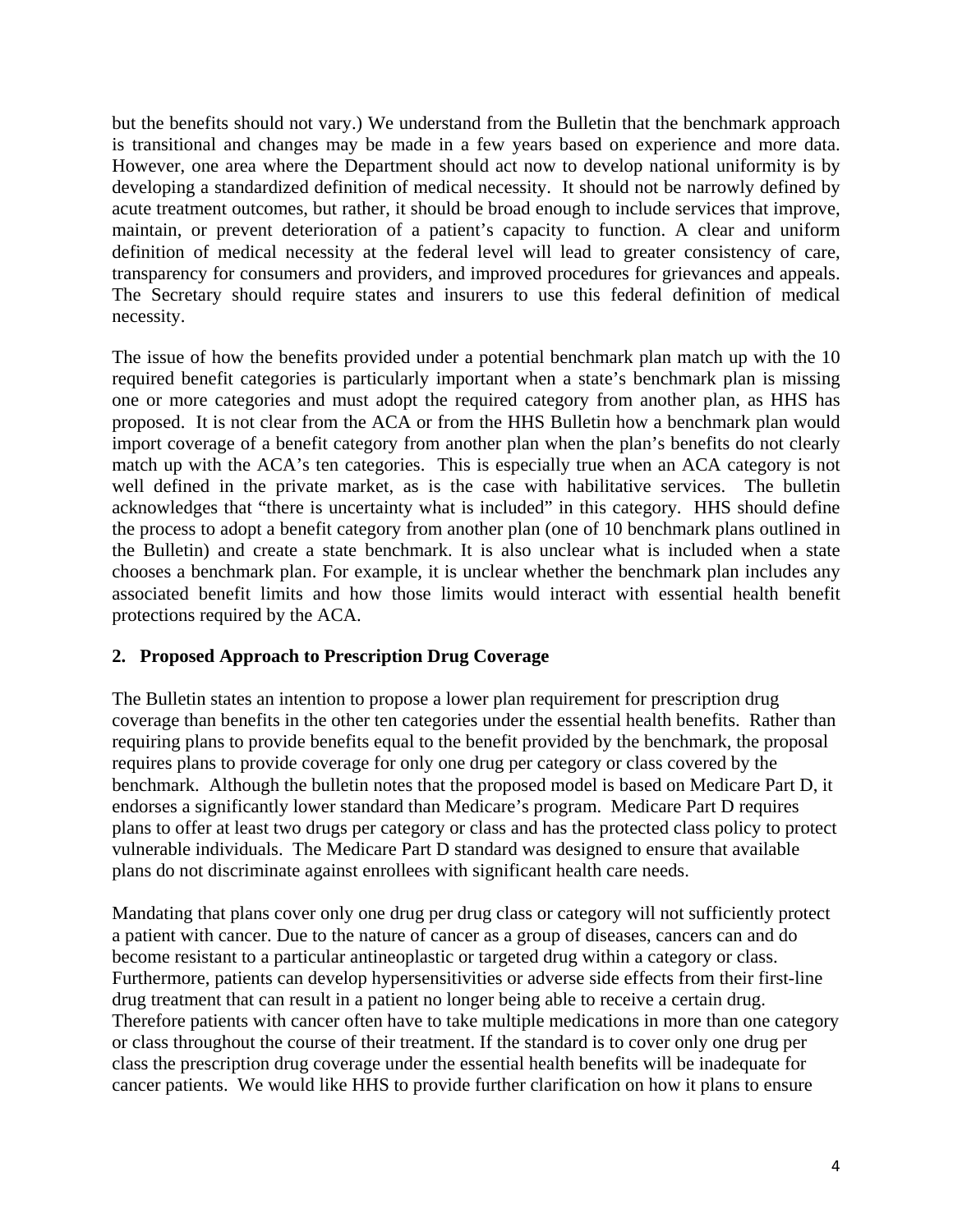but the benefits should not vary.) We understand from the Bulletin that the benchmark approach is transitional and changes may be made in a few years based on experience and more data. However, one area where the Department should act now to develop national uniformity is by developing a standardized definition of medical necessity. It should not be narrowly defined by acute treatment outcomes, but rather, it should be broad enough to include services that improve, maintain, or prevent deterioration of a patient's capacity to function. A clear and uniform definition of medical necessity at the federal level will lead to greater consistency of care, transparency for consumers and providers, and improved procedures for grievances and appeals. The Secretary should require states and insurers to use this federal definition of medical necessity.

The issue of how the benefits provided under a potential benchmark plan match up with the 10 required benefit categories is particularly important when a state's benchmark plan is missing one or more categories and must adopt the required category from another plan, as HHS has proposed. It is not clear from the ACA or from the HHS Bulletin how a benchmark plan would import coverage of a benefit category from another plan when the plan's benefits do not clearly match up with the ACA's ten categories. This is especially true when an ACA category is not well defined in the private market, as is the case with habilitative services. The bulletin acknowledges that "there is uncertainty what is included" in this category. HHS should define the process to adopt a benefit category from another plan (one of 10 benchmark plans outlined in the Bulletin) and create a state benchmark. It is also unclear what is included when a state chooses a benchmark plan. For example, it is unclear whether the benchmark plan includes any associated benefit limits and how those limits would interact with essential health benefit protections required by the ACA.

## 2. Proposed Approach to Prescription Drug Coverage

The Bulletin states an intention to propose a lower plan requirement for prescription drug coverage than benefits in the other ten categories under the essential health benefits. Rather than requiring plans to provide benefits equal to the benefit provided by the benchmark, the proposal requires plans to provide coverage for only one drug per category or class covered by the benchmark. Although the bulletin notes that the proposed model is based on Medicare Part D, it endorses a significantly lower standard than Medicare's program. Medicare Part D requires plans to offer at least two drugs per category or class and has the protected class policy to protect vulnerable individuals. The Medicare Part D standard was designed to ensure that available plans do not discriminate against enrollees with significant health care needs.

Mandating that plans cover only one drug per drug class or category will not sufficiently protect a patient with cancer. Due to the nature of cancer as a group of diseases, cancers can and do become resistant to a particular antineoplastic or targeted drug within a category or class. Furthermore, patients can develop hypersensitivities or adverse side effects from their first-line drug treatment that can result in a patient no longer being able to receive a certain drug. Therefore patients with cancer often have to take multiple medications in more than one category or class throughout the course of their treatment. If the standard is to cover only one drug per class the prescription drug coverage under the essential health benefits will be inadequate for cancer patients. We would like HHS to provide further clarification on how it plans to ensure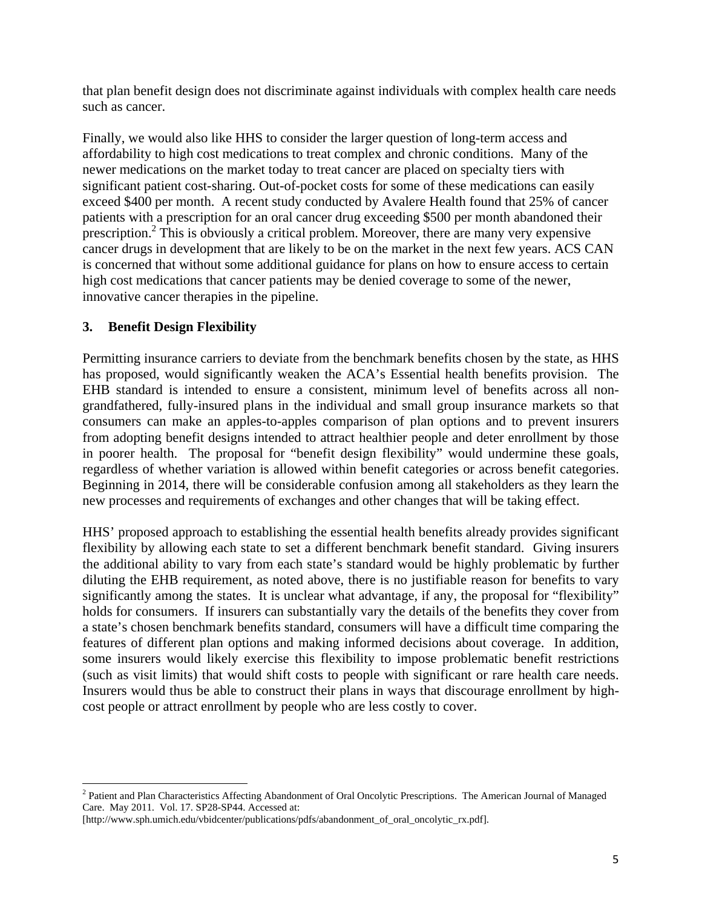that plan benefit design does not discriminate against individuals with complex health care needs such as cancer.

Finally, we would also like HHS to consider the larger question of long-term access and affordability to high cost medications to treat complex and chronic conditions. Many of the newer medications on the market today to treat cancer are placed on specialty tiers with significant patient cost-sharing. Out-of-pocket costs for some of these medications can easily exceed $400 per month. A recent study conducted by Avalere Health found that 25% of cancer patients with a prescription for an oral cancer drug exceeding $500 per month abandoned their prescription.[2] This is obviously a critical problem. Moreover, there are many very expensive cancer drugs in development that are likely to be on the market in the next few years. ACS CAN is concerned that without some additional guidance for plans on how to ensure access to certain high cost medications that cancer patients may be denied coverage to some of the newer, innovative cancer therapies in the pipeline.

### 3. Benefit Design Flexibility

Permitting insurance carriers to deviate from the benchmark benefits chosen by the state, as HHS has proposed, would significantly weaken the ACA's Essential health benefits provision. The EHB standard is intended to ensure a consistent, minimum level of benefits across all non-grandfathered, fully-insured plans in the individual and small group insurance markets so that consumers can make an apples-to-apples comparison of plan options and to prevent insurers from adopting benefit designs intended to attract healthier people and deter enrollment by those in poorer health. The proposal for "benefit design flexibility" would undermine these goals, regardless of whether variation is allowed within benefit categories or across benefit categories. Beginning in 2014, there will be considerable confusion among all stakeholders as they learn the new processes and requirements of exchanges and other changes that will be taking effect.

HHS' proposed approach to establishing the essential health benefits already provides significant flexibility by allowing each state to set a different benchmark benefit standard. Giving insurers the additional ability to vary from each state's standard would be highly problematic by further diluting the EHB requirement, as noted above, there is no justifiable reason for benefits to vary significantly among the states. It is unclear what advantage, if any, the proposal for "flexibility" holds for consumers. If insurers can substantially vary the details of the benefits they cover from a state's chosen benchmark benefits standard, consumers will have a difficult time comparing the features of different plan options and making informed decisions about coverage. In addition, some insurers would likely exercise this flexibility to impose problematic benefit restrictions (such as visit limits) that would shift costs to people with significant or rare health care needs. Insurers would thus be able to construct their plans in ways that discourage enrollment by high-cost people or attract enrollment by people who are less costly to cover.

---

[2] Patient and Plan Characteristics Affecting Abandonment of Oral Oncolytic Prescriptions. The American Journal of Managed Care. May 2011. Vol. 17. SP28-SP44. Accessed at: [http://www.sph.umich.edu/vbidcenter/publications/pdfs/abandonment_of_oral_oncolytic_rx.pdf].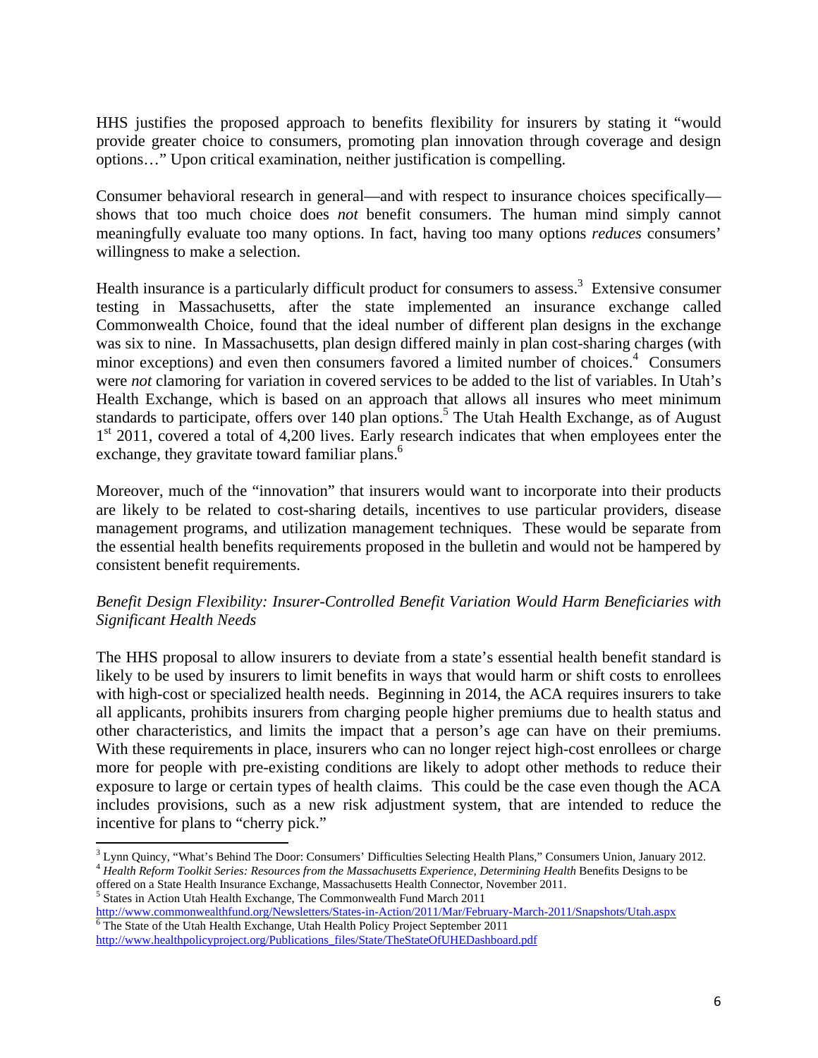HHS justifies the proposed approach to benefits flexibility for insurers by stating it "would provide greater choice to consumers, promoting plan innovation through coverage and design options…" Upon critical examination, neither justification is compelling.

Consumer behavioral research in general—and with respect to insurance choices specifically—shows that too much choice does *not* benefit consumers. The human mind simply cannot meaningfully evaluate too many options. In fact, having too many options *reduces* consumers' willingness to make a selection.

Health insurance is a particularly difficult product for consumers to assess.[3] Extensive consumer testing in Massachusetts, after the state implemented an insurance exchange called Commonwealth Choice, found that the ideal number of different plan designs in the exchange was six to nine. In Massachusetts, plan design differed mainly in plan cost-sharing charges (with minor exceptions) and even then consumers favored a limited number of choices.[4] Consumers were *not* clamoring for variation in covered services to be added to the list of variables. In Utah's Health Exchange, which is based on an approach that allows all insures who meet minimum standards to participate, offers over 140 plan options.[5] The Utah Health Exchange, as of August 1st 2011, covered a total of 4,200 lives. Early research indicates that when employees enter the exchange, they gravitate toward familiar plans.[6]

Moreover, much of the "innovation" that insurers would want to incorporate into their products are likely to be related to cost-sharing details, incentives to use particular providers, disease management programs, and utilization management techniques. These would be separate from the essential health benefits requirements proposed in the bulletin and would not be hampered by consistent benefit requirements.

*Benefit Design Flexibility: Insurer-Controlled Benefit Variation Would Harm Beneficiaries with Significant Health Needs*

The HHS proposal to allow insurers to deviate from a state's essential health benefit standard is likely to be used by insurers to limit benefits in ways that would harm or shift costs to enrollees with high-cost or specialized health needs. Beginning in 2014, the ACA requires insurers to take all applicants, prohibits insurers from charging people higher premiums due to health status and other characteristics, and limits the impact that a person's age can have on their premiums. With these requirements in place, insurers who can no longer reject high-cost enrollees or charge more for people with pre-existing conditions are likely to adopt other methods to reduce their exposure to large or certain types of health claims. This could be the case even though the ACA includes provisions, such as a new risk adjustment system, that are intended to reduce the incentive for plans to "cherry pick."

---

[3] Lynn Quincy, "What's Behind The Door: Consumers' Difficulties Selecting Health Plans," Consumers Union, January 2012.

[4] *Health Reform Toolkit Series: Resources from the Massachusetts Experience, Determining Health* Benefits Designs to be offered on a State Health Insurance Exchange, Massachusetts Health Connector, November 2011.

[5] States in Action Utah Health Exchange, The Commonwealth Fund March 2011 http://www.commonwealthfund.org/Newsletters/States-in-Action/2011/Mar/February-March-2011/Snapshots/Utah.aspx

[6] The State of the Utah Health Exchange, Utah Health Policy Project September 2011 http://www.healthpolicyproject.org/Publications_files/State/TheStateOfUHEDashboard.pdf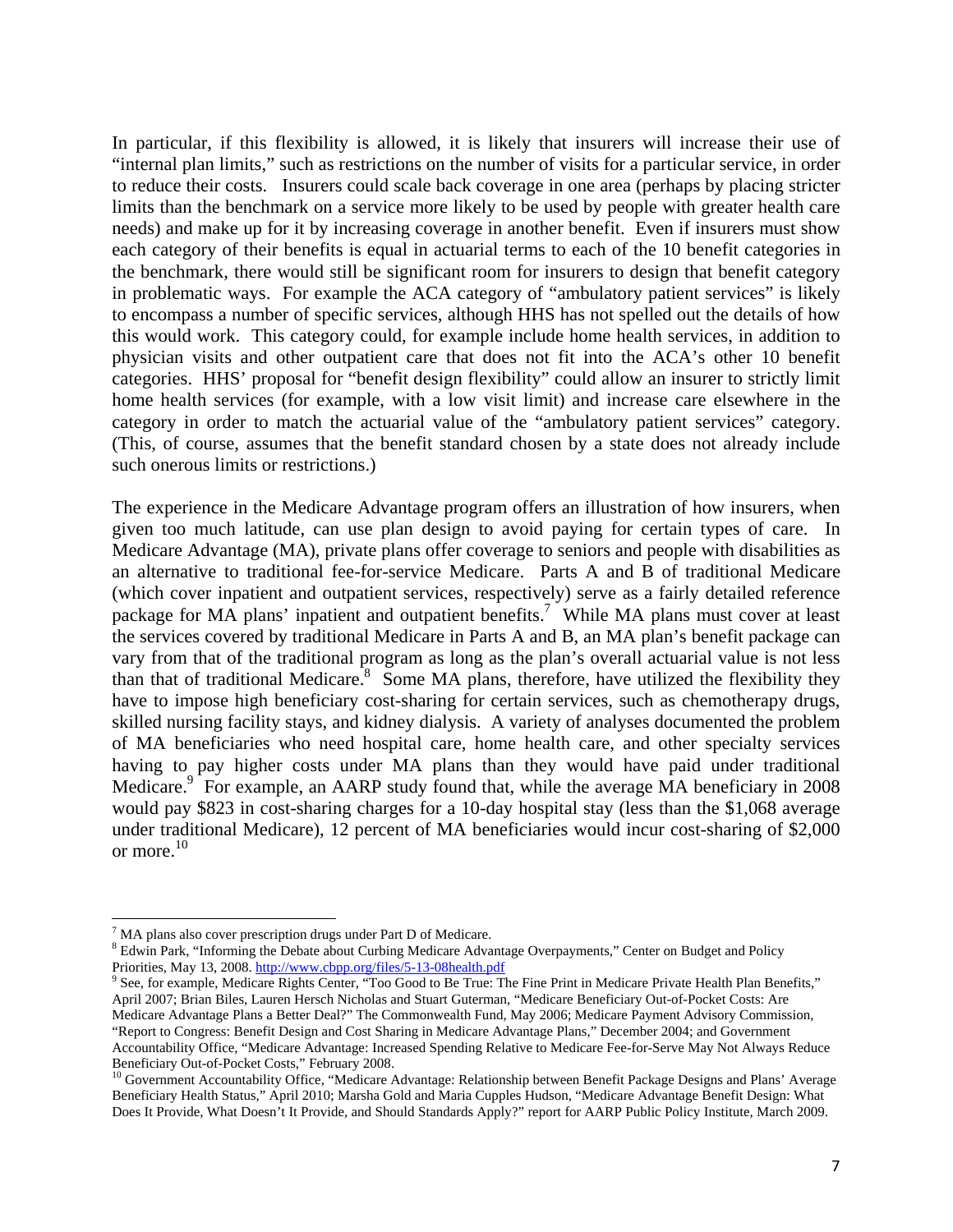In particular, if this flexibility is allowed, it is likely that insurers will increase their use of "internal plan limits," such as restrictions on the number of visits for a particular service, in order to reduce their costs. Insurers could scale back coverage in one area (perhaps by placing stricter limits than the benchmark on a service more likely to be used by people with greater health care needs) and make up for it by increasing coverage in another benefit. Even if insurers must show each category of their benefits is equal in actuarial terms to each of the 10 benefit categories in the benchmark, there would still be significant room for insurers to design that benefit category in problematic ways. For example the ACA category of "ambulatory patient services" is likely to encompass a number of specific services, although HHS has not spelled out the details of how this would work. This category could, for example include home health services, in addition to physician visits and other outpatient care that does not fit into the ACA's other 10 benefit categories. HHS' proposal for "benefit design flexibility" could allow an insurer to strictly limit home health services (for example, with a low visit limit) and increase care elsewhere in the category in order to match the actuarial value of the "ambulatory patient services" category. (This, of course, assumes that the benefit standard chosen by a state does not already include such onerous limits or restrictions.)

The experience in the Medicare Advantage program offers an illustration of how insurers, when given too much latitude, can use plan design to avoid paying for certain types of care. In Medicare Advantage (MA), private plans offer coverage to seniors and people with disabilities as an alternative to traditional fee-for-service Medicare. Parts A and B of traditional Medicare (which cover inpatient and outpatient services, respectively) serve as a fairly detailed reference package for MA plans' inpatient and outpatient benefits.[7] While MA plans must cover at least the services covered by traditional Medicare in Parts A and B, an MA plan's benefit package can vary from that of the traditional program as long as the plan's overall actuarial value is not less than that of traditional Medicare.[8] Some MA plans, therefore, have utilized the flexibility they have to impose high beneficiary cost-sharing for certain services, such as chemotherapy drugs, skilled nursing facility stays, and kidney dialysis. A variety of analyses documented the problem of MA beneficiaries who need hospital care, home health care, and other specialty services having to pay higher costs under MA plans than they would have paid under traditional Medicare.[9] For example, an AARP study found that, while the average MA beneficiary in 2008 would pay $823 in cost-sharing charges for a 10-day hospital stay (less than the $1,068 average under traditional Medicare), 12 percent of MA beneficiaries would incur cost-sharing of $2,000 or more.[10]

---

[7] MA plans also cover prescription drugs under Part D of Medicare.

[8] Edwin Park, "Informing the Debate about Curbing Medicare Advantage Overpayments," Center on Budget and Policy Priorities, May 13, 2008. http://www.cbpp.org/files/5-13-08health.pdf

[9] See, for example, Medicare Rights Center, "Too Good to Be True: The Fine Print in Medicare Private Health Plan Benefits," April 2007; Brian Biles, Lauren Hersch Nicholas and Stuart Guterman, "Medicare Beneficiary Out-of-Pocket Costs: Are Medicare Advantage Plans a Better Deal?" The Commonwealth Fund, May 2006; Medicare Payment Advisory Commission, "Report to Congress: Benefit Design and Cost Sharing in Medicare Advantage Plans," December 2004; and Government Accountability Office, "Medicare Advantage: Increased Spending Relative to Medicare Fee-for-Serve May Not Always Reduce Beneficiary Out-of-Pocket Costs," February 2008.

[10] Government Accountability Office, "Medicare Advantage: Relationship between Benefit Package Designs and Plans' Average Beneficiary Health Status," April 2010; Marsha Gold and Maria Cupples Hudson, "Medicare Advantage Benefit Design: What Does It Provide, What Doesn't It Provide, and Should Standards Apply?" report for AARP Public Policy Institute, March 2009.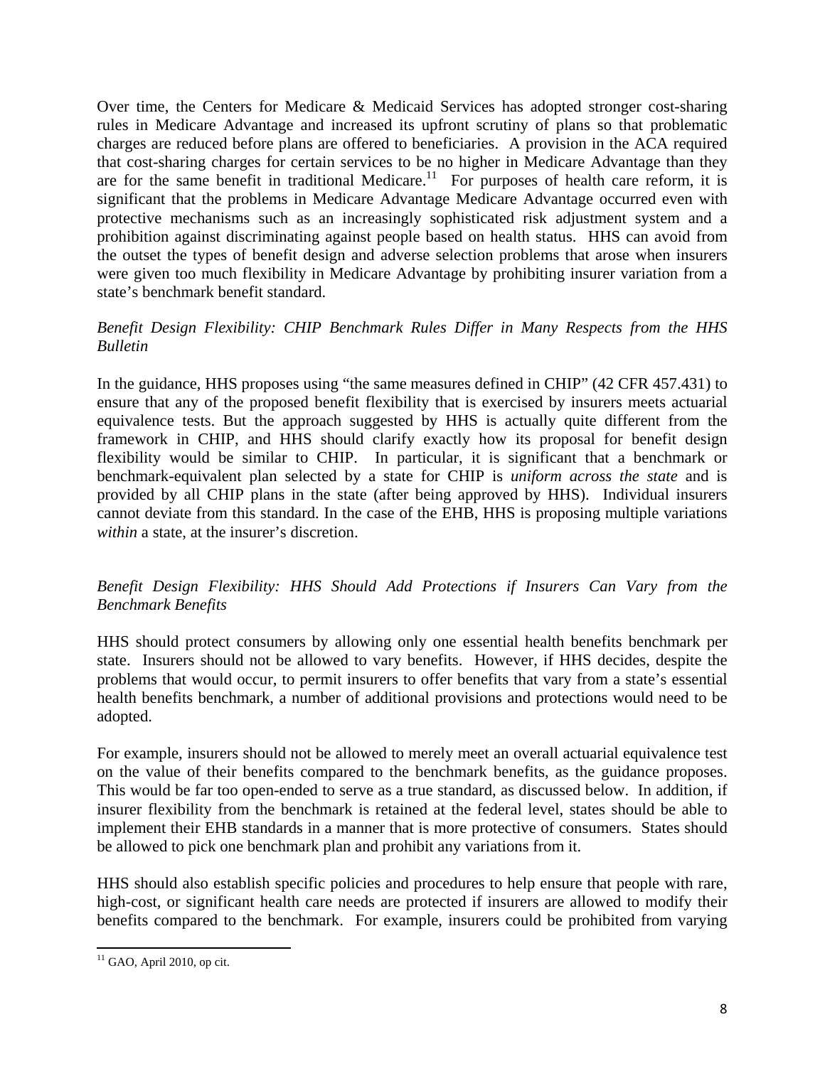Over time, the Centers for Medicare & Medicaid Services has adopted stronger cost-sharing rules in Medicare Advantage and increased its upfront scrutiny of plans so that problematic charges are reduced before plans are offered to beneficiaries. A provision in the ACA required that cost-sharing charges for certain services to be no higher in Medicare Advantage than they are for the same benefit in traditional Medicare.[11] For purposes of health care reform, it is significant that the problems in Medicare Advantage Medicare Advantage occurred even with protective mechanisms such as an increasingly sophisticated risk adjustment system and a prohibition against discriminating against people based on health status. HHS can avoid from the outset the types of benefit design and adverse selection problems that arose when insurers were given too much flexibility in Medicare Advantage by prohibiting insurer variation from a state's benchmark benefit standard.

*Benefit Design Flexibility: CHIP Benchmark Rules Differ in Many Respects from the HHS Bulletin*

In the guidance, HHS proposes using "the same measures defined in CHIP" (42 CFR 457.431) to ensure that any of the proposed benefit flexibility that is exercised by insurers meets actuarial equivalence tests. But the approach suggested by HHS is actually quite different from the framework in CHIP, and HHS should clarify exactly how its proposal for benefit design flexibility would be similar to CHIP. In particular, it is significant that a benchmark or benchmark-equivalent plan selected by a state for CHIP is *uniform across the state* and is provided by all CHIP plans in the state (after being approved by HHS). Individual insurers cannot deviate from this standard. In the case of the EHB, HHS is proposing multiple variations *within* a state, at the insurer's discretion.

*Benefit Design Flexibility: HHS Should Add Protections if Insurers Can Vary from the Benchmark Benefits*

HHS should protect consumers by allowing only one essential health benefits benchmark per state. Insurers should not be allowed to vary benefits. However, if HHS decides, despite the problems that would occur, to permit insurers to offer benefits that vary from a state's essential health benefits benchmark, a number of additional provisions and protections would need to be adopted.

For example, insurers should not be allowed to merely meet an overall actuarial equivalence test on the value of their benefits compared to the benchmark benefits, as the guidance proposes. This would be far too open-ended to serve as a true standard, as discussed below. In addition, if insurer flexibility from the benchmark is retained at the federal level, states should be able to implement their EHB standards in a manner that is more protective of consumers. States should be allowed to pick one benchmark plan and prohibit any variations from it.

HHS should also establish specific policies and procedures to help ensure that people with rare, high-cost, or significant health care needs are protected if insurers are allowed to modify their benefits compared to the benchmark. For example, insurers could be prohibited from varying

[11] GAO, April 2010, op cit.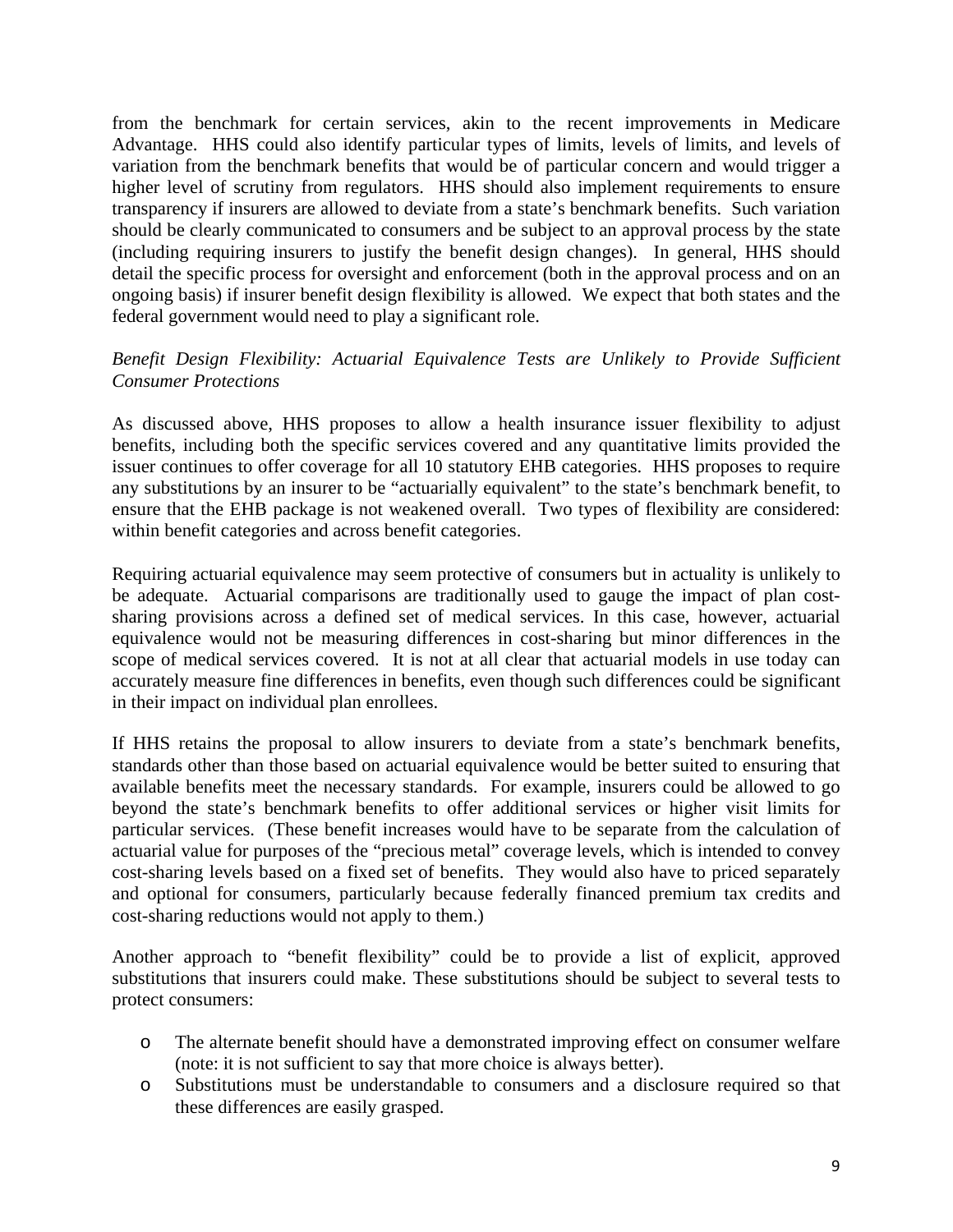from the benchmark for certain services, akin to the recent improvements in Medicare Advantage. HHS could also identify particular types of limits, levels of limits, and levels of variation from the benchmark benefits that would be of particular concern and would trigger a higher level of scrutiny from regulators. HHS should also implement requirements to ensure transparency if insurers are allowed to deviate from a state's benchmark benefits. Such variation should be clearly communicated to consumers and be subject to an approval process by the state (including requiring insurers to justify the benefit design changes). In general, HHS should detail the specific process for oversight and enforcement (both in the approval process and on an ongoing basis) if insurer benefit design flexibility is allowed. We expect that both states and the federal government would need to play a significant role.

*Benefit Design Flexibility: Actuarial Equivalence Tests are Unlikely to Provide Sufficient Consumer Protections*

As discussed above, HHS proposes to allow a health insurance issuer flexibility to adjust benefits, including both the specific services covered and any quantitative limits provided the issuer continues to offer coverage for all 10 statutory EHB categories. HHS proposes to require any substitutions by an insurer to be "actuarially equivalent" to the state's benchmark benefit, to ensure that the EHB package is not weakened overall. Two types of flexibility are considered: within benefit categories and across benefit categories.

Requiring actuarial equivalence may seem protective of consumers but in actuality is unlikely to be adequate. Actuarial comparisons are traditionally used to gauge the impact of plan cost-sharing provisions across a defined set of medical services. In this case, however, actuarial equivalence would not be measuring differences in cost-sharing but minor differences in the scope of medical services covered. It is not at all clear that actuarial models in use today can accurately measure fine differences in benefits, even though such differences could be significant in their impact on individual plan enrollees.

If HHS retains the proposal to allow insurers to deviate from a state's benchmark benefits, standards other than those based on actuarial equivalence would be better suited to ensuring that available benefits meet the necessary standards. For example, insurers could be allowed to go beyond the state's benchmark benefits to offer additional services or higher visit limits for particular services. (These benefit increases would have to be separate from the calculation of actuarial value for purposes of the "precious metal" coverage levels, which is intended to convey cost-sharing levels based on a fixed set of benefits. They would also have to priced separately and optional for consumers, particularly because federally financed premium tax credits and cost-sharing reductions would not apply to them.)

Another approach to "benefit flexibility" could be to provide a list of explicit, approved substitutions that insurers could make. These substitutions should be subject to several tests to protect consumers:

- The alternate benefit should have a demonstrated improving effect on consumer welfare (note: it is not sufficient to say that more choice is always better).
- Substitutions must be understandable to consumers and a disclosure required so that these differences are easily grasped.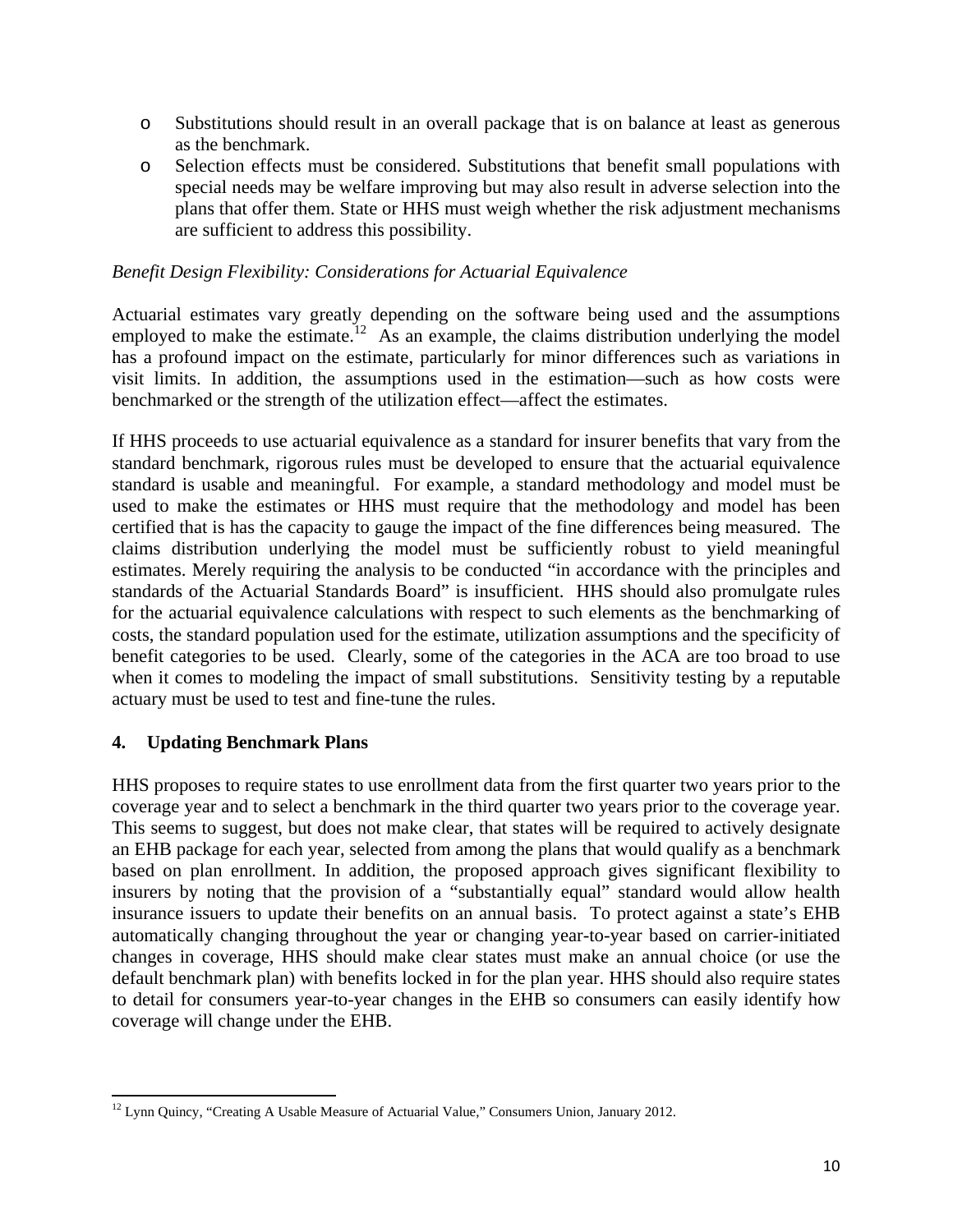- Substitutions should result in an overall package that is on balance at least as generous as the benchmark.
- Selection effects must be considered. Substitutions that benefit small populations with special needs may be welfare improving but may also result in adverse selection into the plans that offer them. State or HHS must weigh whether the risk adjustment mechanisms are sufficient to address this possibility.

*Benefit Design Flexibility: Considerations for Actuarial Equivalence*

Actuarial estimates vary greatly depending on the software being used and the assumptions employed to make the estimate.[12] As an example, the claims distribution underlying the model has a profound impact on the estimate, particularly for minor differences such as variations in visit limits. In addition, the assumptions used in the estimation—such as how costs were benchmarked or the strength of the utilization effect—affect the estimates.

If HHS proceeds to use actuarial equivalence as a standard for insurer benefits that vary from the standard benchmark, rigorous rules must be developed to ensure that the actuarial equivalence standard is usable and meaningful. For example, a standard methodology and model must be used to make the estimates or HHS must require that the methodology and model has been certified that is has the capacity to gauge the impact of the fine differences being measured. The claims distribution underlying the model must be sufficiently robust to yield meaningful estimates. Merely requiring the analysis to be conducted "in accordance with the principles and standards of the Actuarial Standards Board" is insufficient. HHS should also promulgate rules for the actuarial equivalence calculations with respect to such elements as the benchmarking of costs, the standard population used for the estimate, utilization assumptions and the specificity of benefit categories to be used. Clearly, some of the categories in the ACA are too broad to use when it comes to modeling the impact of small substitutions. Sensitivity testing by a reputable actuary must be used to test and fine-tune the rules.

## 4. Updating Benchmark Plans

HHS proposes to require states to use enrollment data from the first quarter two years prior to the coverage year and to select a benchmark in the third quarter two years prior to the coverage year. This seems to suggest, but does not make clear, that states will be required to actively designate an EHB package for each year, selected from among the plans that would qualify as a benchmark based on plan enrollment. In addition, the proposed approach gives significant flexibility to insurers by noting that the provision of a "substantially equal" standard would allow health insurance issuers to update their benefits on an annual basis. To protect against a state's EHB automatically changing throughout the year or changing year-to-year based on carrier-initiated changes in coverage, HHS should make clear states must make an annual choice (or use the default benchmark plan) with benefits locked in for the plan year. HHS should also require states to detail for consumers year-to-year changes in the EHB so consumers can easily identify how coverage will change under the EHB.

[12] Lynn Quincy, "Creating A Usable Measure of Actuarial Value," Consumers Union, January 2012.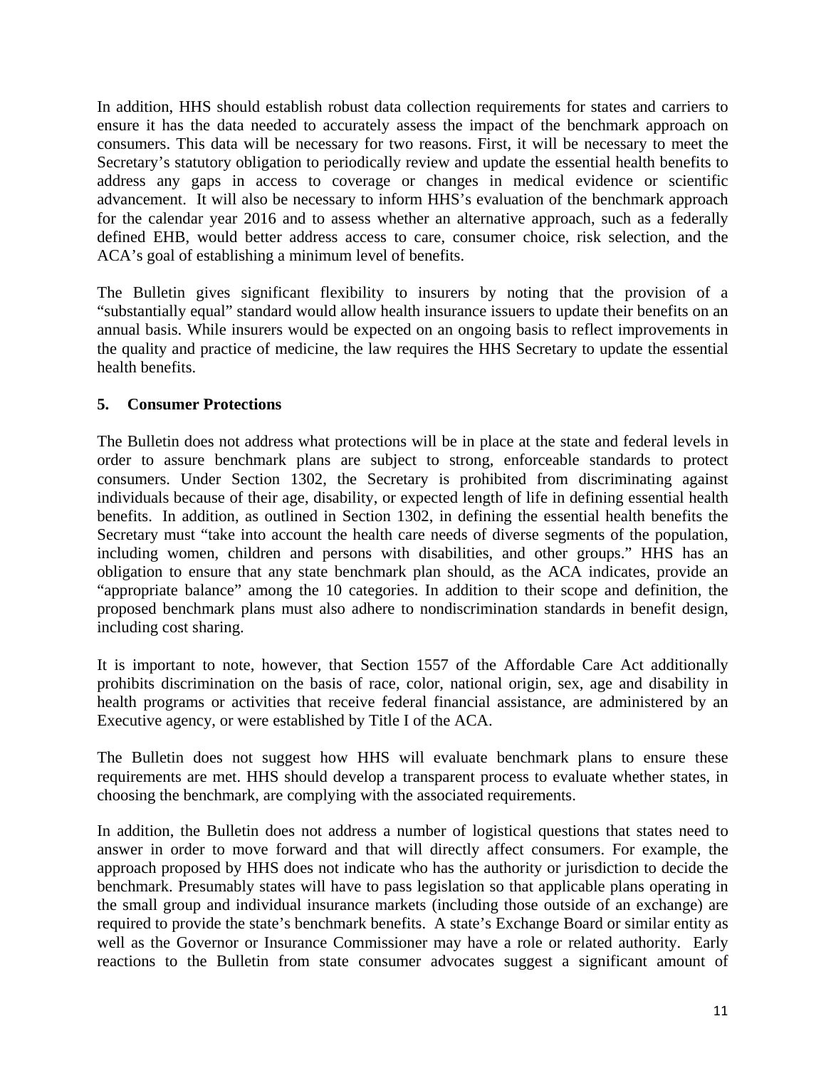In addition, HHS should establish robust data collection requirements for states and carriers to ensure it has the data needed to accurately assess the impact of the benchmark approach on consumers. This data will be necessary for two reasons. First, it will be necessary to meet the Secretary's statutory obligation to periodically review and update the essential health benefits to address any gaps in access to coverage or changes in medical evidence or scientific advancement. It will also be necessary to inform HHS's evaluation of the benchmark approach for the calendar year 2016 and to assess whether an alternative approach, such as a federally defined EHB, would better address access to care, consumer choice, risk selection, and the ACA's goal of establishing a minimum level of benefits.

The Bulletin gives significant flexibility to insurers by noting that the provision of a "substantially equal" standard would allow health insurance issuers to update their benefits on an annual basis. While insurers would be expected on an ongoing basis to reflect improvements in the quality and practice of medicine, the law requires the HHS Secretary to update the essential health benefits.

### 5. Consumer Protections

The Bulletin does not address what protections will be in place at the state and federal levels in order to assure benchmark plans are subject to strong, enforceable standards to protect consumers. Under Section 1302, the Secretary is prohibited from discriminating against individuals because of their age, disability, or expected length of life in defining essential health benefits. In addition, as outlined in Section 1302, in defining the essential health benefits the Secretary must "take into account the health care needs of diverse segments of the population, including women, children and persons with disabilities, and other groups." HHS has an obligation to ensure that any state benchmark plan should, as the ACA indicates, provide an "appropriate balance" among the 10 categories. In addition to their scope and definition, the proposed benchmark plans must also adhere to nondiscrimination standards in benefit design, including cost sharing.

It is important to note, however, that Section 1557 of the Affordable Care Act additionally prohibits discrimination on the basis of race, color, national origin, sex, age and disability in health programs or activities that receive federal financial assistance, are administered by an Executive agency, or were established by Title I of the ACA.

The Bulletin does not suggest how HHS will evaluate benchmark plans to ensure these requirements are met. HHS should develop a transparent process to evaluate whether states, in choosing the benchmark, are complying with the associated requirements.

In addition, the Bulletin does not address a number of logistical questions that states need to answer in order to move forward and that will directly affect consumers. For example, the approach proposed by HHS does not indicate who has the authority or jurisdiction to decide the benchmark. Presumably states will have to pass legislation so that applicable plans operating in the small group and individual insurance markets (including those outside of an exchange) are required to provide the state's benchmark benefits. A state's Exchange Board or similar entity as well as the Governor or Insurance Commissioner may have a role or related authority. Early reactions to the Bulletin from state consumer advocates suggest a significant amount of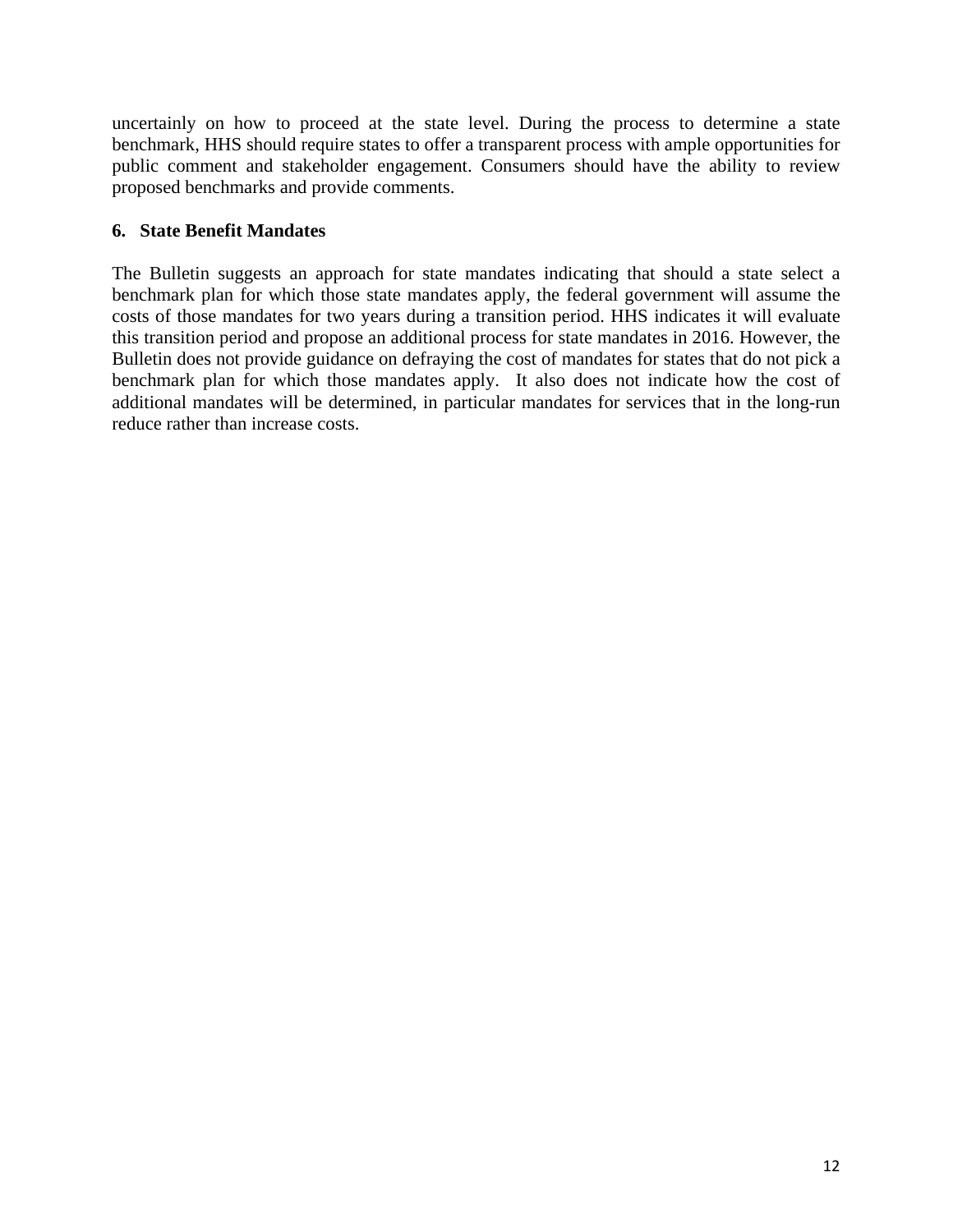uncertainly on how to proceed at the state level. During the process to determine a state benchmark, HHS should require states to offer a transparent process with ample opportunities for public comment and stakeholder engagement. Consumers should have the ability to review proposed benchmarks and provide comments.

**6. State Benefit Mandates**

The Bulletin suggests an approach for state mandates indicating that should a state select a benchmark plan for which those state mandates apply, the federal government will assume the costs of those mandates for two years during a transition period. HHS indicates it will evaluate this transition period and propose an additional process for state mandates in 2016. However, the Bulletin does not provide guidance on defraying the cost of mandates for states that do not pick a benchmark plan for which those mandates apply. It also does not indicate how the cost of additional mandates will be determined, in particular mandates for services that in the long-run reduce rather than increase costs.